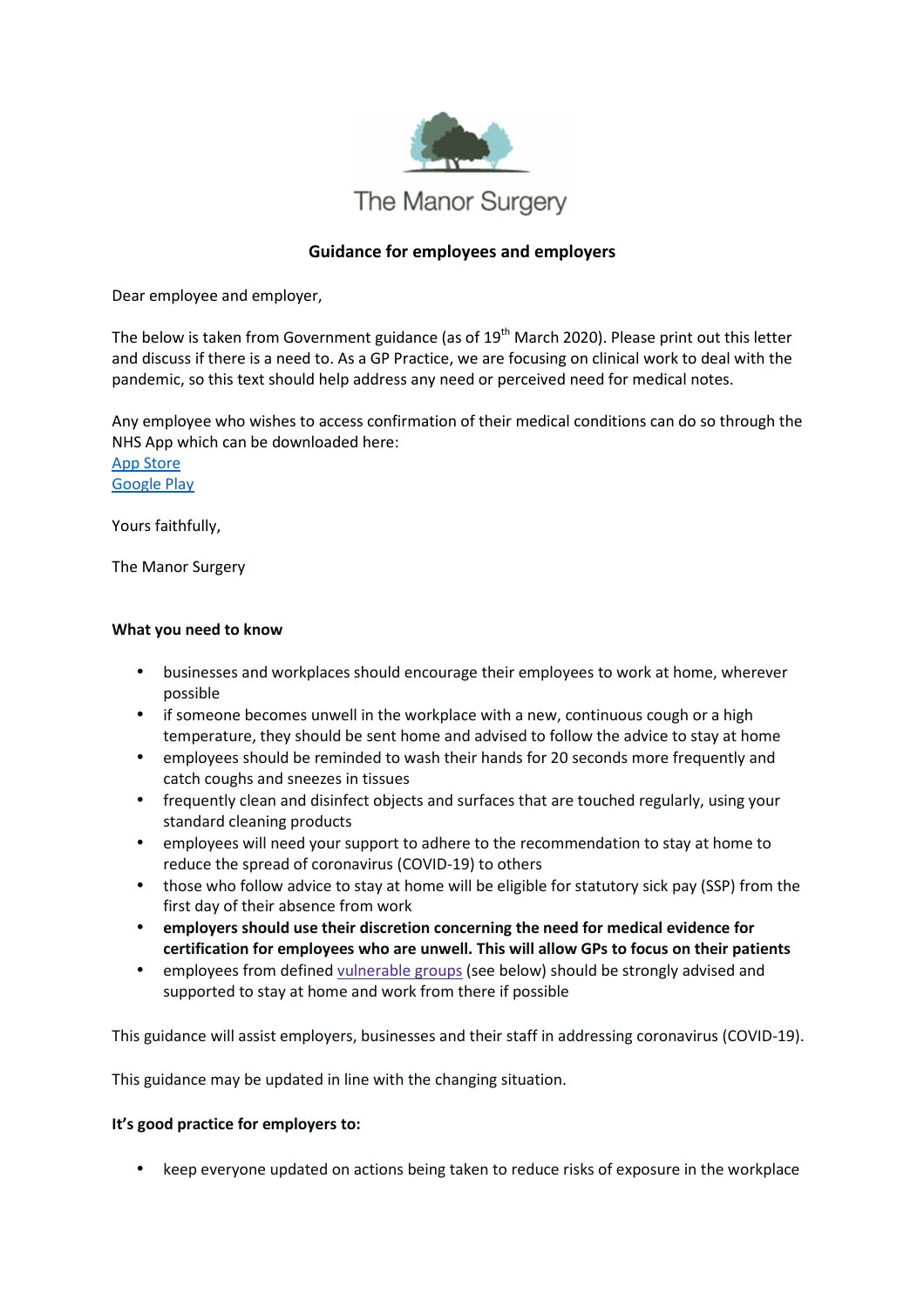The Manor Surgery

**Guidance for employees and employers**

Dear employee and employer,

The below is taken from Government guidance (as of 19th March 2020). Please print out this letter and discuss if there is a need to. As a GP Practice, we are focusing on clinical work to deal with the pandemic, so this text should help address any need or perceived need for medical notes.

Any employee who wishes to access confirmation of their medical conditions can do so through the NHS App which can be downloaded here:
App Store
Google Play

Yours faithfully,

The Manor Surgery

**What you need to know**

- businesses and workplaces should encourage their employees to work at home, wherever possible
- if someone becomes unwell in the workplace with a new, continuous cough or a high temperature, they should be sent home and advised to follow the advice to stay at home
- employees should be reminded to wash their hands for 20 seconds more frequently and catch coughs and sneezes in tissues
- frequently clean and disinfect objects and surfaces that are touched regularly, using your standard cleaning products
- employees will need your support to adhere to the recommendation to stay at home to reduce the spread of coronavirus (COVID-19) to others
- those who follow advice to stay at home will be eligible for statutory sick pay (SSP) from the first day of their absence from work
- **employers should use their discretion concerning the need for medical evidence for certification for employees who are unwell. This will allow GPs to focus on their patients**
- employees from defined vulnerable groups (see below) should be strongly advised and supported to stay at home and work from there if possible

This guidance will assist employers, businesses and their staff in addressing coronavirus (COVID-19).

This guidance may be updated in line with the changing situation.

**It's good practice for employers to:**

- keep everyone updated on actions being taken to reduce risks of exposure in the workplace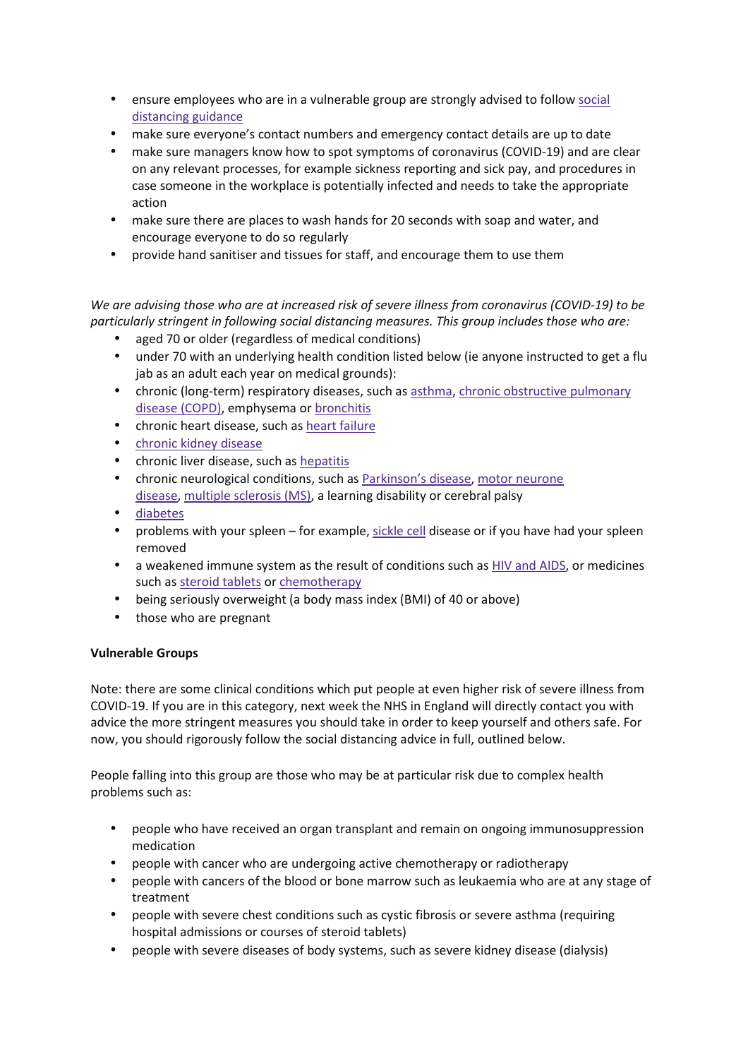- ensure employees who are in a vulnerable group are strongly advised to follow social distancing guidance
- make sure everyone's contact numbers and emergency contact details are up to date
- make sure managers know how to spot symptoms of coronavirus (COVID-19) and are clear on any relevant processes, for example sickness reporting and sick pay, and procedures in case someone in the workplace is potentially infected and needs to take the appropriate action
- make sure there are places to wash hands for 20 seconds with soap and water, and encourage everyone to do so regularly
- provide hand sanitiser and tissues for staff, and encourage them to use them

*We are advising those who are at increased risk of severe illness from coronavirus (COVID-19) to be particularly stringent in following social distancing measures. This group includes those who are:*

- aged 70 or older (regardless of medical conditions)
- under 70 with an underlying health condition listed below (ie anyone instructed to get a flu jab as an adult each year on medical grounds):
- chronic (long-term) respiratory diseases, such as asthma, chronic obstructive pulmonary disease (COPD), emphysema or bronchitis
- chronic heart disease, such as heart failure
- chronic kidney disease
- chronic liver disease, such as hepatitis
- chronic neurological conditions, such as Parkinson's disease, motor neurone disease, multiple sclerosis (MS), a learning disability or cerebral palsy
- diabetes
- problems with your spleen – for example, sickle cell disease or if you have had your spleen removed
- a weakened immune system as the result of conditions such as HIV and AIDS, or medicines such as steroid tablets or chemotherapy
- being seriously overweight (a body mass index (BMI) of 40 or above)
- those who are pregnant

**Vulnerable Groups**

Note: there are some clinical conditions which put people at even higher risk of severe illness from COVID-19. If you are in this category, next week the NHS in England will directly contact you with advice the more stringent measures you should take in order to keep yourself and others safe. For now, you should rigorously follow the social distancing advice in full, outlined below.

People falling into this group are those who may be at particular risk due to complex health problems such as:

- people who have received an organ transplant and remain on ongoing immunosuppression medication
- people with cancer who are undergoing active chemotherapy or radiotherapy
- people with cancers of the blood or bone marrow such as leukaemia who are at any stage of treatment
- people with severe chest conditions such as cystic fibrosis or severe asthma (requiring hospital admissions or courses of steroid tablets)
- people with severe diseases of body systems, such as severe kidney disease (dialysis)